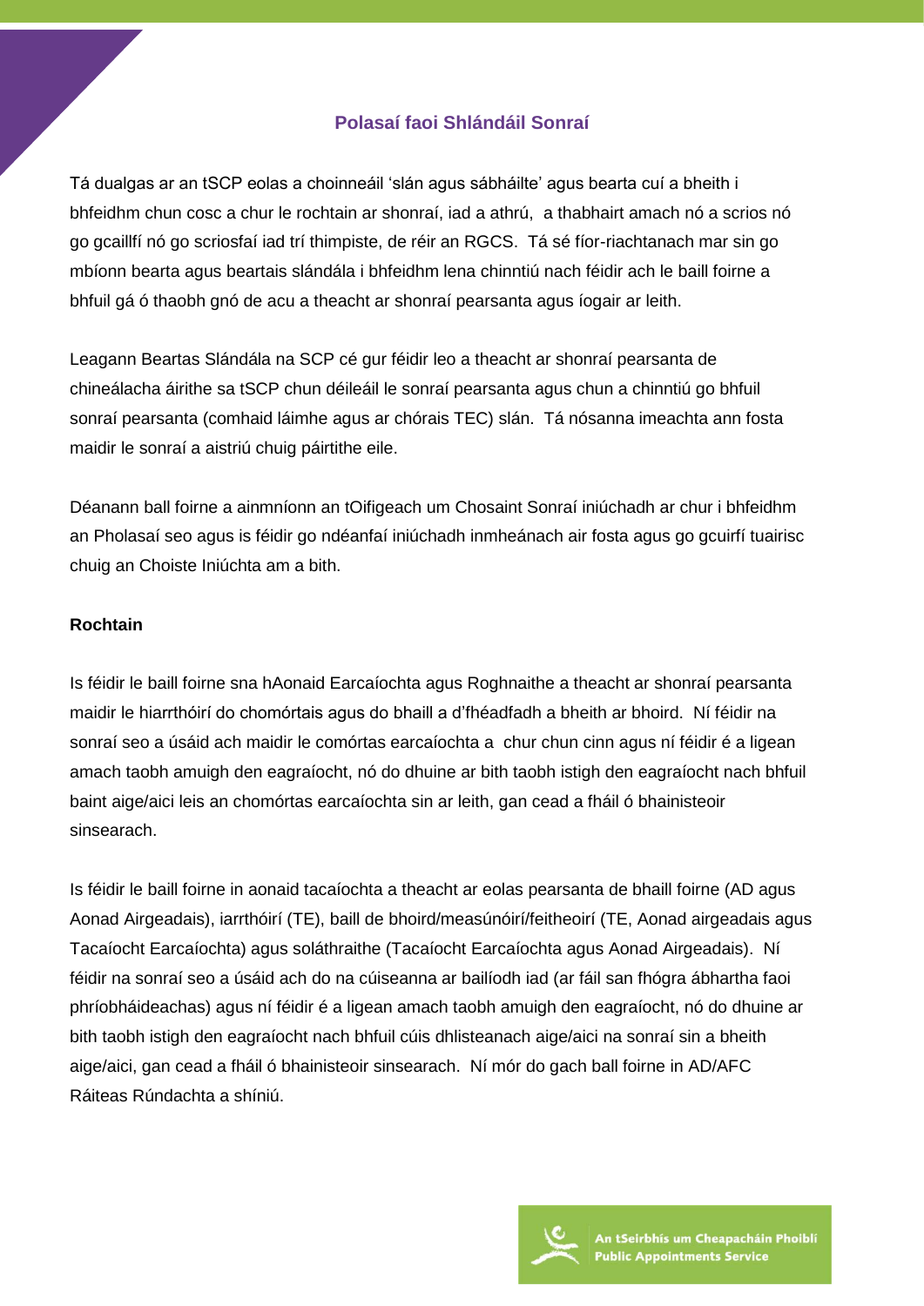# Polasaí faoi Shlándáil Sonraí

Tá dualgas ar an tSCP eolas a choinneáil 'slán agus sábháilte' agus bearta cuí a bheith i bhfeidhm chun cosc a chur le rochtain ar shonraí, iad a athrú, a thabhairt amach nó a scrios nó go gcaillfí nó go scriosfaí iad trí thimpiste, de réir an RGCS. Tá sé fíor-riachtanach mar sin go mbíonn bearta agus beartais slándála i bhfeidhm lena chinntiú nach féidir ach le baill foirne a bhfuil gá ó thaobh gnó de acu a theacht ar shonraí pearsanta agus íogair ar leith.

Leagann Beartas Slándála na SCP cé gur féidir leo a theacht ar shonraí pearsanta de chineálacha áirithe sa tSCP chun déileáil le sonraí pearsanta agus chun a chinntiú go bhfuil sonraí pearsanta (comhaid láimhe agus ar chórais TEC) slán. Tá nósanna imeachta ann fosta maidir le sonraí a aistriú chuig páirtithe eile.

Déanann ball foirne a ainmníonn an tOifigeach um Chosaint Sonraí iniúchadh ar chur i bhfeidhm an Pholasaí seo agus is féidir go ndéanfaí iniúchadh inmheánach air fosta agus go gcuirfí tuairisc chuig an Choiste Iniúchta am a bith.

**Rochtain**

Is féidir le baill foirne sna hAonaid Earcaíochta agus Roghnaithe a theacht ar shonraí pearsanta maidir le hiarrthóirí do chomórtais agus do bhaill a d'fhéadfadh a bheith ar bhoird. Ní féidir na sonraí seo a úsáid ach maidir le comórtas earcaíochta a chur chun cinn agus ní féidir é a ligean amach taobh amuigh den eagraíocht, nó do dhuine ar bith taobh istigh den eagraíocht nach bhfuil baint aige/aici leis an chomórtas earcaíochta sin ar leith, gan cead a fháil ó bhainisteoir sinsearach.

Is féidir le baill foirne in aonaid tacaíochta a theacht ar eolas pearsanta de bhaill foirne (AD agus Aonad Airgeadais), iarrthóirí (TE), baill de bhoird/measúnóirí/feitheoirí (TE, Aonad airgeadais agus Tacaíocht Earcaíochta) agus soláthraithe (Tacaíocht Earcaíochta agus Aonad Airgeadais). Ní féidir na sonraí seo a úsáid ach do na cúiseanna ar bailíodh iad (ar fáil san fhógra ábhartha faoi phríobháideachas) agus ní féidir é a ligean amach taobh amuigh den eagraíocht, nó do dhuine ar bith taobh istigh den eagraíocht nach bhfuil cúis dhlisteanach aige/aici na sonraí sin a bheith aige/aici, gan cead a fháil ó bhainisteoir sinsearach. Ní mór do gach ball foirne in AD/AFC Ráiteas Rúndachta a shíniú.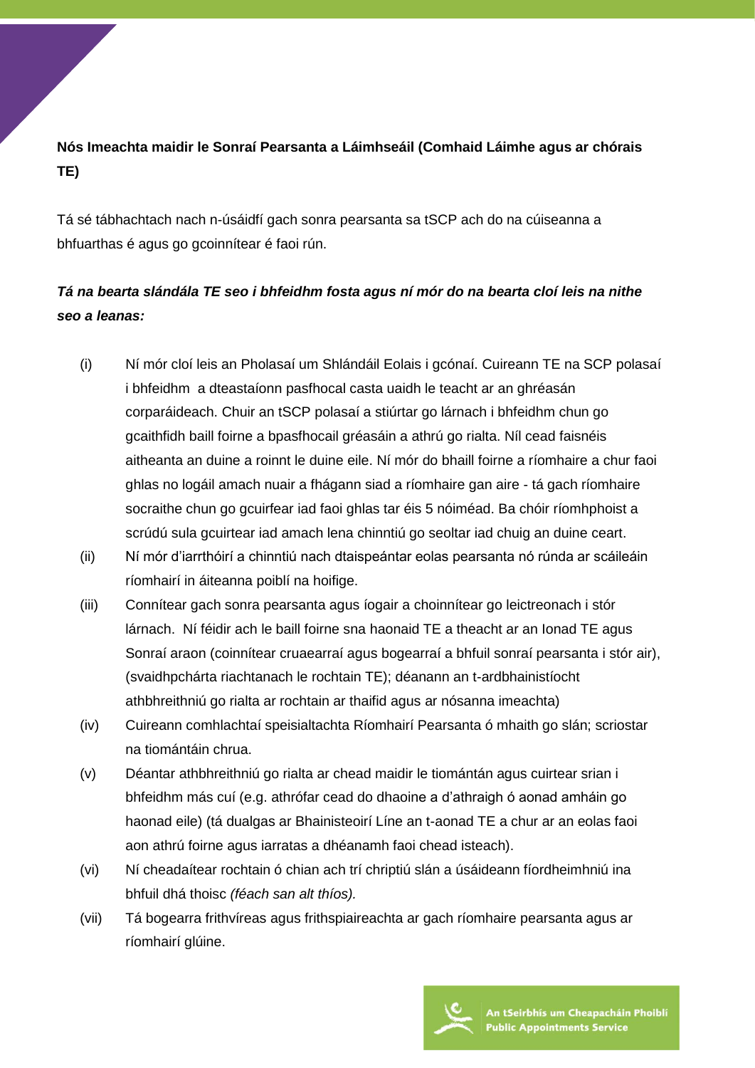**Nós Imeachta maidir le Sonraí Pearsanta a Láimhseáil (Comhaid Láimhe agus ar chórais TE)**

Tá sé tábhachtach nach n-úsáidfí gach sonra pearsanta sa tSCP ach do na cúiseanna a bhfuarthas é agus go gcoinnítear é faoi rún.

***Tá na bearta slándála TE seo i bhfeidhm fosta agus ní mór do na bearta cloí leis na nithe seo a leanas:***

(i) Ní mór cloí leis an Pholasaí um Shlándáil Eolais i gcónaí. Cuireann TE na SCP polasaí i bhfeidhm a dteastaíonn pasfhocal casta uaidh le teacht ar an ghréasán corparáideach. Chuir an tSCP polasaí a stiúrtar go lárnach i bhfeidhm chun go gcaithfidh baill foirne a bpasfhocail gréasáin a athrú go rialta. Níl cead faisnéis aitheanta an duine a roinnt le duine eile. Ní mór do bhaill foirne a ríomhaire a chur faoi ghlas no logáil amach nuair a fhágann siad a ríomhaire gan aire - tá gach ríomhaire socraithe chun go gcuirfear iad faoi ghlas tar éis 5 nóiméad. Ba chóir ríomhphoist a scrúdú sula gcuirtear iad amach lena chinntiú go seoltar iad chuig an duine ceart.

(ii) Ní mór d'iarrthóirí a chinntiú nach dtaispeántar eolas pearsanta nó rúnda ar scáileáin ríomhairí in áiteanna poiblí na hoifige.

(iii) Connítear gach sonra pearsanta agus íogair a choinnítear go leictreonach i stór lárnach. Ní féidir ach le baill foirne sna haonaid TE a theacht ar an Ionad TE agus Sonraí araon (coinnítear cruaearraí agus bogearraí a bhfuil sonraí pearsanta i stór air), (svaidhpchárta riachtanach le rochtain TE); déanann an t-ardbhainistíocht athbhreithniú go rialta ar rochtain ar thaifid agus ar nósanna imeachta)

(iv) Cuireann comhlachtaí speisialtachta Ríomhairí Pearsanta ó mhaith go slán; scriostar na tiomántáin chrua.

(v) Déantar athbhreithniú go rialta ar chead maidir le tiomántán agus cuirtear srian i bhfeidhm más cuí (e.g. athrófar cead do dhaoine a d'athraigh ó aonad amháin go haonad eile) (tá dualgas ar Bhainisteoirí Líne an t-aonad TE a chur ar an eolas faoi aon athrú foirne agus iarratas a dhéanamh faoi chead isteach).

(vi) Ní cheadaítear rochtain ó chian ach trí chriptiú slán a úsáideann fíordheimhniú ina bhfuil dhá thoisc *(féach san alt thíos).*

(vii) Tá bogearra frithvíreas agus frithspiaireachta ar gach ríomhaire pearsanta agus ar ríomhairí glúine.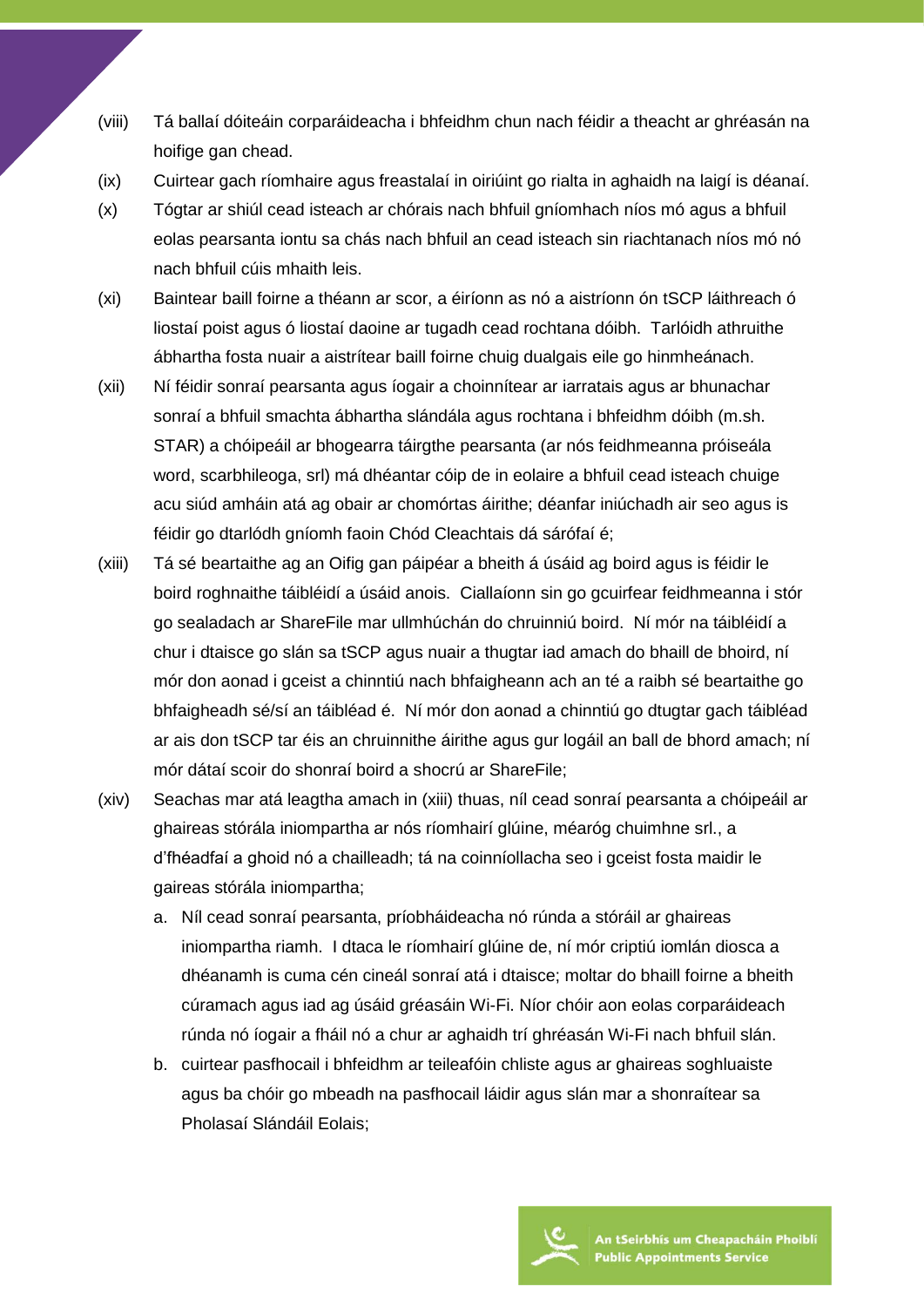(viii) Tá ballaí dóiteáin corparáideacha i bhfeidhm chun nach féidir a theacht ar ghréasán na hoifige gan chead.

(ix) Cuirtear gach ríomhaire agus freastalaí in oiriúint go rialta in aghaidh na laigí is déanaí.

(x) Tógtar ar shiúl cead isteach ar chórais nach bhfuil gníomhach níos mó agus a bhfuil eolas pearsanta iontu sa chás nach bhfuil an cead isteach sin riachtanach níos mó nó nach bhfuil cúis mhaith leis.

(xi) Baintear baill foirne a théann ar scor, a éiríonn as nó a aistríonn ón tSCP láithreach ó liostaí poist agus ó liostaí daoine ar tugadh cead rochtana dóibh. Tarlóidh athruithe ábhartha fosta nuair a aistrítear baill foirne chuig dualgais eile go hinmheánach.

(xii) Ní féidir sonraí pearsanta agus íogair a choinnítear ar iarratais agus ar bhunachar sonraí a bhfuil smachta ábhartha slándála agus rochtana i bhfeidhm dóibh (m.sh. STAR) a chóipeáil ar bhogearra táirgthe pearsanta (ar nós feidhmeanna próiseála word, scarbhileoga, srl) má dhéantar cóip de in eolaire a bhfuil cead isteach chuige acu siúd amháin atá ag obair ar chomórtas áirithe; déanfar iniúchadh air seo agus is féidir go dtarlódh gníomh faoin Chód Cleachtais dá sárófaí é;

(xiii) Tá sé beartaithe ag an Oifig gan páipéar a bheith á úsáid ag boird agus is féidir le boird roghnaithe táibléidí a úsáid anois. Ciallaíonn sin go gcuirfear feidhmeanna i stór go sealadach ar ShareFile mar ullmhúchán do chruinniú boird. Ní mór na táibléidí a chur i dtaisce go slán sa tSCP agus nuair a thugtar iad amach do bhaill de bhoird, ní mór don aonad i gceist a chinntiú nach bhfaigheann ach an té a raibh sé beartaithe go bhfaigheadh sé/sí an táibléad é. Ní mór don aonad a chinntiú go dtugtar gach táibléad ar ais don tSCP tar éis an chruinnithe áirithe agus gur logáil an ball de bhord amach; ní mór dátaí scoir do shonraí boird a shocrú ar ShareFile;

(xiv) Seachas mar atá leagtha amach in (xiii) thuas, níl cead sonraí pearsanta a chóipeáil ar ghaireas stórála iniompartha ar nós ríomhairí glúine, méaróg chuimhne srl., a d'fhéadfaí a ghoid nó a chailleadh; tá na coinníollacha seo i gceist fosta maidir le gaireas stórála iniompartha;

   a. Níl cead sonraí pearsanta, príobháideacha nó rúnda a stóráil ar ghaireas iniompartha riamh. I dtaca le ríomhairí glúine de, ní mór criptiú iomlán diosca a dhéanamh is cuma cén cineál sonraí atá i dtaisce; moltar do bhaill foirne a bheith cúramach agus iad ag úsáid gréasáin Wi-Fi. Níor chóir aon eolas corparáideach rúnda nó íogair a fháil nó a chur ar aghaidh trí ghréasán Wi-Fi nach bhfuil slán.

   b. cuirtear pasfhocail i bhfeidhm ar teileafóin chliste agus ar ghaireas soghluaiste agus ba chóir go mbeadh na pasfhocail láidir agus slán mar a shonraítear sa Pholasaí Slándáil Eolais;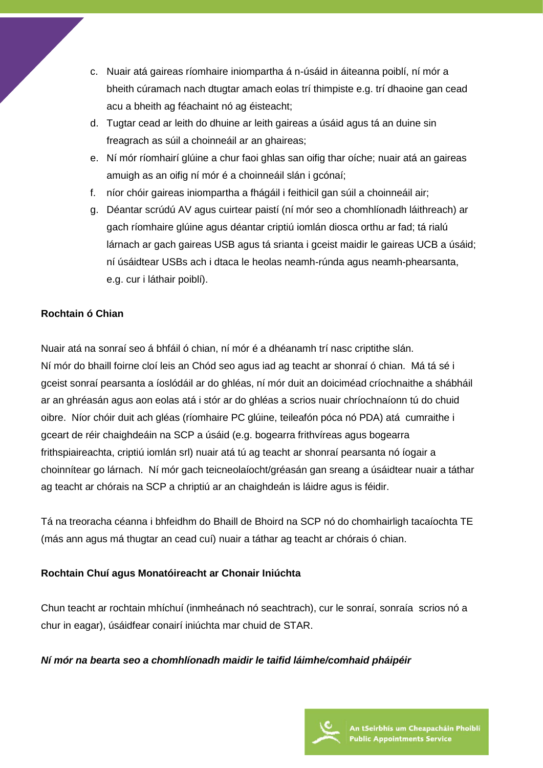c. Nuair atá gaireas ríomhaire iniompartha á n-úsáid in áiteanna poiblí, ní mór a bheith cúramach nach dtugtar amach eolas trí thimpiste e.g. trí dhaoine gan cead acu a bheith ag féachaint nó ag éisteacht;
d. Tugtar cead ar leith do dhuine ar leith gaireas a úsáid agus tá an duine sin freagrach as súil a choinneáil ar an ghaireas;
e. Ní mór ríomhairí glúine a chur faoi ghlas san oifig thar oíche; nuair atá an gaireas amuigh as an oifig ní mór é a choinneáil slán i gcónaí;
f. níor chóir gaireas iniompartha a fhágáil i feithicil gan súil a choinneáil air;
g. Déantar scrúdú AV agus cuirtear paistí (ní mór seo a chomhlíonadh láithreach) ar gach ríomhaire glúine agus déantar criptiú iomlán diosca orthu ar fad; tá rialú lárnach ar gach gaireas USB agus tá srianta i gceist maidir le gaireas UCB a úsáid; ní úsáidtear USBs ach i dtaca le heolas neamh-rúnda agus neamh-phearsanta, e.g. cur i láthair poiblí).

**Rochtain ó Chian**

Nuair atá na sonraí seo á bhfáil ó chian, ní mór é a dhéanamh trí nasc criptithe slán. Ní mór do bhaill foirne cloí leis an Chód seo agus iad ag teacht ar shonraí ó chian. Má tá sé i gceist sonraí pearsanta a íoslódáil ar do ghléas, ní mór duit an doiciméad críochnaithe a shábháil ar an ghréasán agus aon eolas atá i stór ar do ghléas a scrios nuair chríochnaíonn tú do chuid oibre. Níor chóir duit ach gléas (ríomhaire PC glúine, teileafón póca nó PDA) atá cumraithe i gceart de réir chaighdeáin na SCP a úsáid (e.g. bogearra frithvíreas agus bogearra frithspiaireachta, criptiú iomlán srl) nuair atá tú ag teacht ar shonraí pearsanta nó íogair a choinnítear go lárnach. Ní mór gach teicneolaíocht/gréasán gan sreang a úsáidtear nuair a táthar ag teacht ar chórais na SCP a chriptiú ar an chaighdeán is láidre agus is féidir.

Tá na treoracha céanna i bhfeidhm do Bhaill de Bhoird na SCP nó do chomhairligh tacaíochta TE (más ann agus má thugtar an cead cuí) nuair a táthar ag teacht ar chórais ó chian.

**Rochtain Chuí agus Monatóireacht ar Chonair Iniúchta**

Chun teacht ar rochtain mhíchuí (inmheánach nó seachtrach), cur le sonraí, sonraía scrios nó a chur in eagar), úsáidfear conairí iniúchta mar chuid de STAR.

***Ní mór na bearta seo a chomhlíonadh maidir le taifid láimhe/comhaid pháipéir***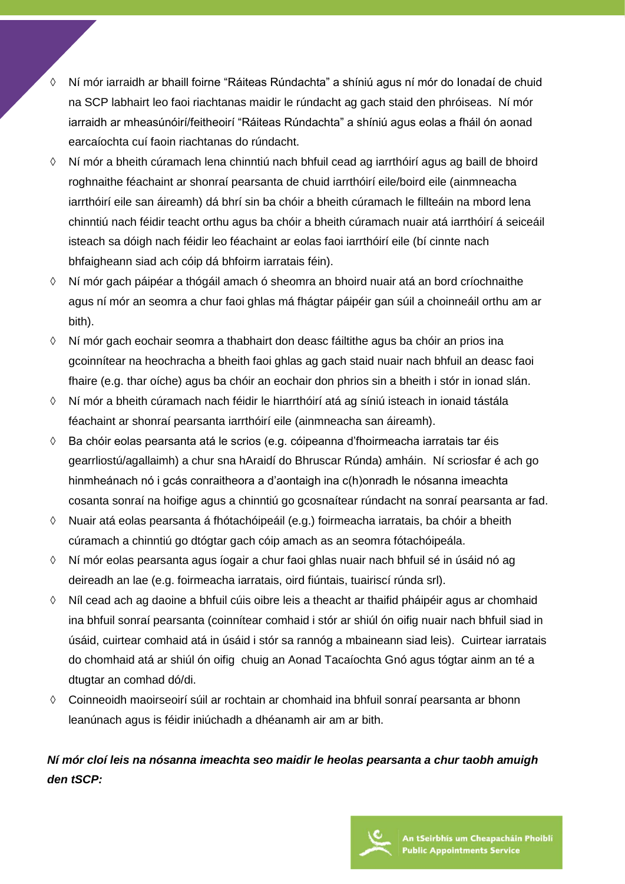- Ní mór iarraidh ar bhaill foirne "Ráiteas Rúndachta" a shíniú agus ní mór do Ionadaí de chuid na SCP labhairt leo faoi riachtanas maidir le rúndacht ag gach staid den phróiseas. Ní mór iarraidh ar mheasúnóirí/feitheoirí "Ráiteas Rúndachta" a shíniú agus eolas a fháil ón aonad earcaíochta cuí faoin riachtanas do rúndacht.
- Ní mór a bheith cúramach lena chinntiú nach bhfuil cead ag iarrthóirí agus ag baill de bhoird roghnaithe féachaint ar shonraí pearsanta de chuid iarrthóirí eile/boird eile (ainmneacha iarrthóirí eile san áireamh) dá bhrí sin ba chóir a bheith cúramach le fillteáin na mbord lena chinntiú nach féidir teacht orthu agus ba chóir a bheith cúramach nuair atá iarrthóirí á seiceáil isteach sa dóigh nach féidir leo féachaint ar eolas faoi iarrthóirí eile (bí cinnte nach bhfaigheann siad ach cóip dá bhfoirm iarratais féin).
- Ní mór gach páipéar a thógáil amach ó sheomra an bhoird nuair atá an bord críochnaithe agus ní mór an seomra a chur faoi ghlas má fhágtar páipéir gan súil a choinneáil orthu am ar bith).
- Ní mór gach eochair seomra a thabhairt don deasc fáiltithe agus ba chóir an prios ina gcoinnítear na heochracha a bheith faoi ghlas ag gach staid nuair nach bhfuil an deasc faoi fhaire (e.g. thar oíche) agus ba chóir an eochair don phrios sin a bheith i stór in ionad slán.
- Ní mór a bheith cúramach nach féidir le hiarrthóirí atá ag síniú isteach in ionaid tástála féachaint ar shonraí pearsanta iarrthóirí eile (ainmneacha san áireamh).
- Ba chóir eolas pearsanta atá le scrios (e.g. cóipeanna d'fhoirmeacha iarratais tar éis gearrliostú/agallaimh) a chur sna hAraidí do Bhruscar Rúnda) amháin. Ní scriosfar é ach go hinmheánach nó i gcás conraitheora a d'aontaigh ina c(h)onradh le nósanna imeachta cosanta sonraí na hoifige agus a chinntiú go gcosnaítear rúndacht na sonraí pearsanta ar fad.
- Nuair atá eolas pearsanta á fhótachóipeáil (e.g.) foirmeacha iarratais, ba chóir a bheith cúramach a chinntiú go dtógtar gach cóip amach as an seomra fótachóipeála.
- Ní mór eolas pearsanta agus íogair a chur faoi ghlas nuair nach bhfuil sé in úsáid nó ag deireadh an lae (e.g. foirmeacha iarratais, oird fiúntais, tuairiscí rúnda srl).
- Níl cead ach ag daoine a bhfuil cúis oibre leis a theacht ar thaifid pháipéir agus ar chomhaid ina bhfuil sonraí pearsanta (coinnítear comhaid i stór ar shiúl ón oifig nuair nach bhfuil siad in úsáid, cuirtear comhaid atá in úsáid i stór sa rannóg a mbaineann siad leis). Cuirtear iarratais do chomhaid atá ar shiúl ón oifig chuig an Aonad Tacaíochta Gnó agus tógtar ainm an té a dtugtar an comhad dó/di.
- Coinneoidh maoirseoirí súil ar rochtain ar chomhaid ina bhfuil sonraí pearsanta ar bhonn leanúnach agus is féidir iniúchadh a dhéanamh air am ar bith.

***Ní mór cloí leis na nósanna imeachta seo maidir le heolas pearsanta a chur taobh amuigh den tSCP:***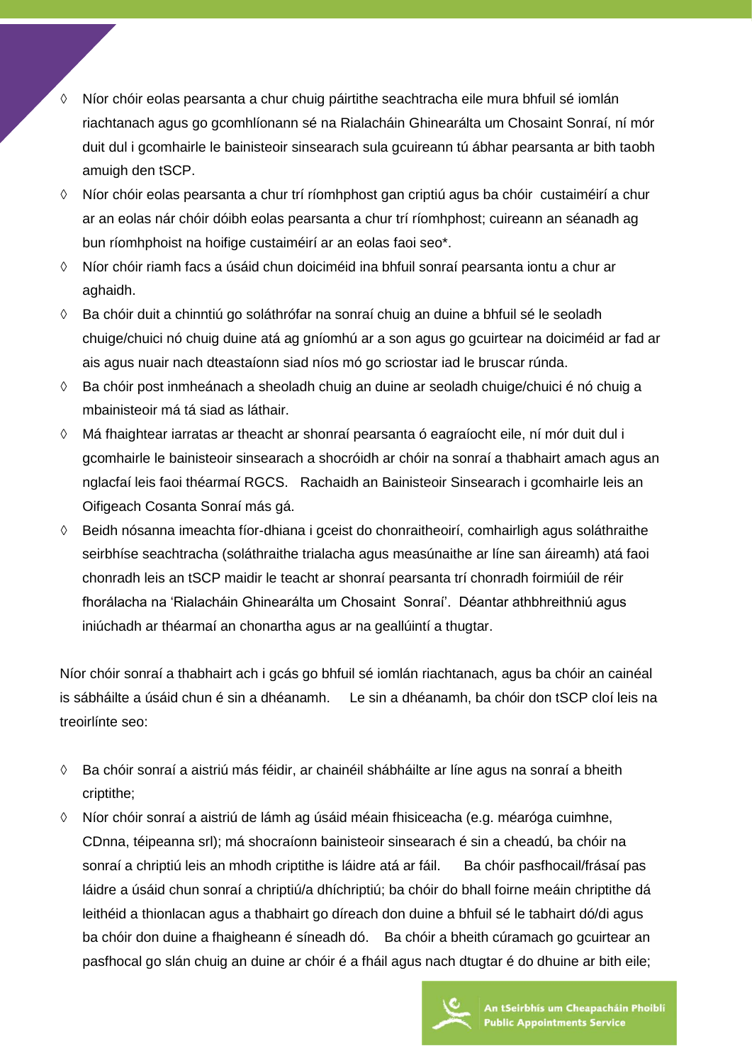- Níor chóir eolas pearsanta a chur chuig páirtithe seachtracha eile mura bhfuil sé iomlán riachtanach agus go gcomhlíonann sé na Rialacháin Ghinearálta um Chosaint Sonraí, ní mór duit dul i gcomhairle le bainisteoir sinsearach sula gcuireann tú ábhar pearsanta ar bith taobh amuigh den tSCP.
- Níor chóir eolas pearsanta a chur trí ríomhphost gan criptiú agus ba chóir custaiméirí a chur ar an eolas nár chóir dóibh eolas pearsanta a chur trí ríomhphost; cuireann an séanadh ag bun ríomhphoist na hoifige custaiméirí ar an eolas faoi seo*.
- Níor chóir riamh facs a úsáid chun doiciméid ina bhfuil sonraí pearsanta iontu a chur ar aghaidh.
- Ba chóir duit a chinntiú go soláthrófar na sonraí chuig an duine a bhfuil sé le seoladh chuige/chuici nó chuig duine atá ag gníomhú ar a son agus go gcuirtear na doiciméid ar fad ar ais agus nuair nach dteastaíonn siad níos mó go scriostar iad le bruscar rúnda.
- Ba chóir post inmheánach a sheoladh chuig an duine ar seoladh chuige/chuici é nó chuig a mbainisteoir má tá siad as láthair.
- Má fhaightear iarratas ar theacht ar shonraí pearsanta ó eagraíocht eile, ní mór duit dul i gcomhairle le bainisteoir sinsearach a shocróidh ar chóir na sonraí a thabhairt amach agus an nglacfaí leis faoi théarmaí RGCS. Rachaidh an Bainisteoir Sinsearach i gcomhairle leis an Oifigeach Cosanta Sonraí más gá.
- Beidh nósanna imeachta fíor-dhiana i gceist do chonraitheoirí, comhairligh agus soláthraithe seirbhíse seachtracha (soláthraithe trialacha agus measúnaithe ar líne san áireamh) atá faoi chonradh leis an tSCP maidir le teacht ar shonraí pearsanta trí chonradh foirmiúil de réir fhorálacha na 'Rialacháin Ghinearálta um Chosaint Sonraí'. Déantar athbhreithniú agus iniúchadh ar théarmaí an chonartha agus ar na geallúintí a thugtar.

Níor chóir sonraí a thabhairt ach i gcás go bhfuil sé iomlán riachtanach, agus ba chóir an cainéal is sábháilte a úsáid chun é sin a dhéanamh. Le sin a dhéanamh, ba chóir don tSCP cloí leis na treoirlínte seo:

- Ba chóir sonraí a aistriú más féidir, ar chainéil shábháilte ar líne agus na sonraí a bheith criptithe;
- Níor chóir sonraí a aistriú de lámh ag úsáid méain fhisiceacha (e.g. méaróga cuimhne, CDnna, téipeanna srl); má shocraíonn bainisteoir sinsearach é sin a cheadú, ba chóir na sonraí a chriptiú leis an mhodh criptithe is láidre atá ar fáil. Ba chóir pasfhocail/frásaí pas láidre a úsáid chun sonraí a chriptiú/a dhíchriptiú; ba chóir do bhall foirne meáin chriptithe dá leithéid a thionlacan agus a thabhairt go díreach don duine a bhfuil sé le tabhairt dó/di agus ba chóir don duine a fhaigheann é síneadh dó. Ba chóir a bheith cúramach go gcuirtear an pasfhocal go slán chuig an duine ar chóir é a fháil agus nach dtugtar é do dhuine ar bith eile;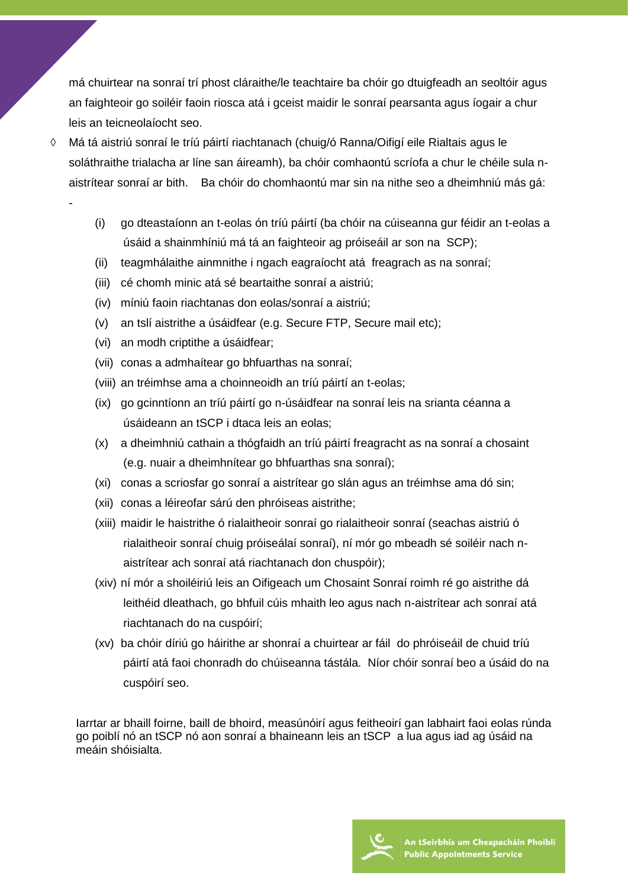má chuirtear na sonraí trí phost cláraithe/le teachtaire ba chóir go dtuigfeadh an seoltóir agus an faighteoir go soiléir faoin riosca atá i gceist maidir le sonraí pearsanta agus íogair a chur leis an teicneolaíocht seo.

◊ Má tá aistriú sonraí le tríú páirtí riachtanach (chuig/ó Ranna/Oifigí eile Rialtais agus le soláthraithe trialacha ar líne san áireamh), ba chóir comhaontú scríofa a chur le chéile sula n-aistrítear sonraí ar bith. Ba chóir do chomhaontú mar sin na nithe seo a dheimhniú más gá: -

  (i) go dteastaíonn an t-eolas ón tríú páirtí (ba chóir na cúiseanna gur féidir an t-eolas a úsáid a shainmhíniú má tá an faighteoir ag próiseáil ar son na SCP);
  (ii) teagmhálaithe ainmnithe i ngach eagraíocht atá freagrach as na sonraí;
  (iii) cé chomh minic atá sé beartaithe sonraí a aistriú;
  (iv) míniú faoin riachtanas don eolas/sonraí a aistriú;
  (v) an tslí aistrithe a úsáidfear (e.g. Secure FTP, Secure mail etc);
  (vi) an modh criptithe a úsáidfear;
  (vii) conas a admhaítear go bhfuarthas na sonraí;
  (viii) an tréimhse ama a choinneoidh an tríú páirtí an t-eolas;
  (ix) go gcinntíonn an tríú páirtí go n-úsáidfear na sonraí leis na srianta céanna a úsáideann an tSCP i dtaca leis an eolas;
  (x) a dheimhniú cathain a thógfaidh an tríú páirtí freagracht as na sonraí a chosaint (e.g. nuair a dheimhnítear go bhfuarthas sna sonraí);
  (xi) conas a scriosfar go sonraí a aistrítear go slán agus an tréimhse ama dó sin;
  (xii) conas a léireofar sárú den phróiseas aistrithe;
  (xiii) maidir le haistrithe ó rialaitheoir sonraí go rialaitheoir sonraí (seachas aistriú ó rialaitheoir sonraí chuig próiseálaí sonraí), ní mór go mbeadh sé soiléir nach n-aistrítear ach sonraí atá riachtanach don chuspóir);
  (xiv) ní mór a shoiléiriú leis an Oifigeach um Chosaint Sonraí roimh ré go aistrithe dá leithéid dleathach, go bhfuil cúis mhaith leo agus nach n-aistrítear ach sonraí atá riachtanach do na cuspóirí;
  (xv) ba chóir díriú go háirithe ar shonraí a chuirtear ar fáil do phróiseáil de chuid tríú páirtí atá faoi chonradh do chúiseanna tástála. Níor chóir sonraí beo a úsáid do na cuspóirí seo.

Iarrtar ar bhaill foirne, baill de bhoird, measúnóirí agus feitheoirí gan labhairt faoi eolas rúnda go poiblí nó an tSCP nó aon sonraí a bhaineann leis an tSCP a lua agus iad ag úsáid na meáin shóisialta.